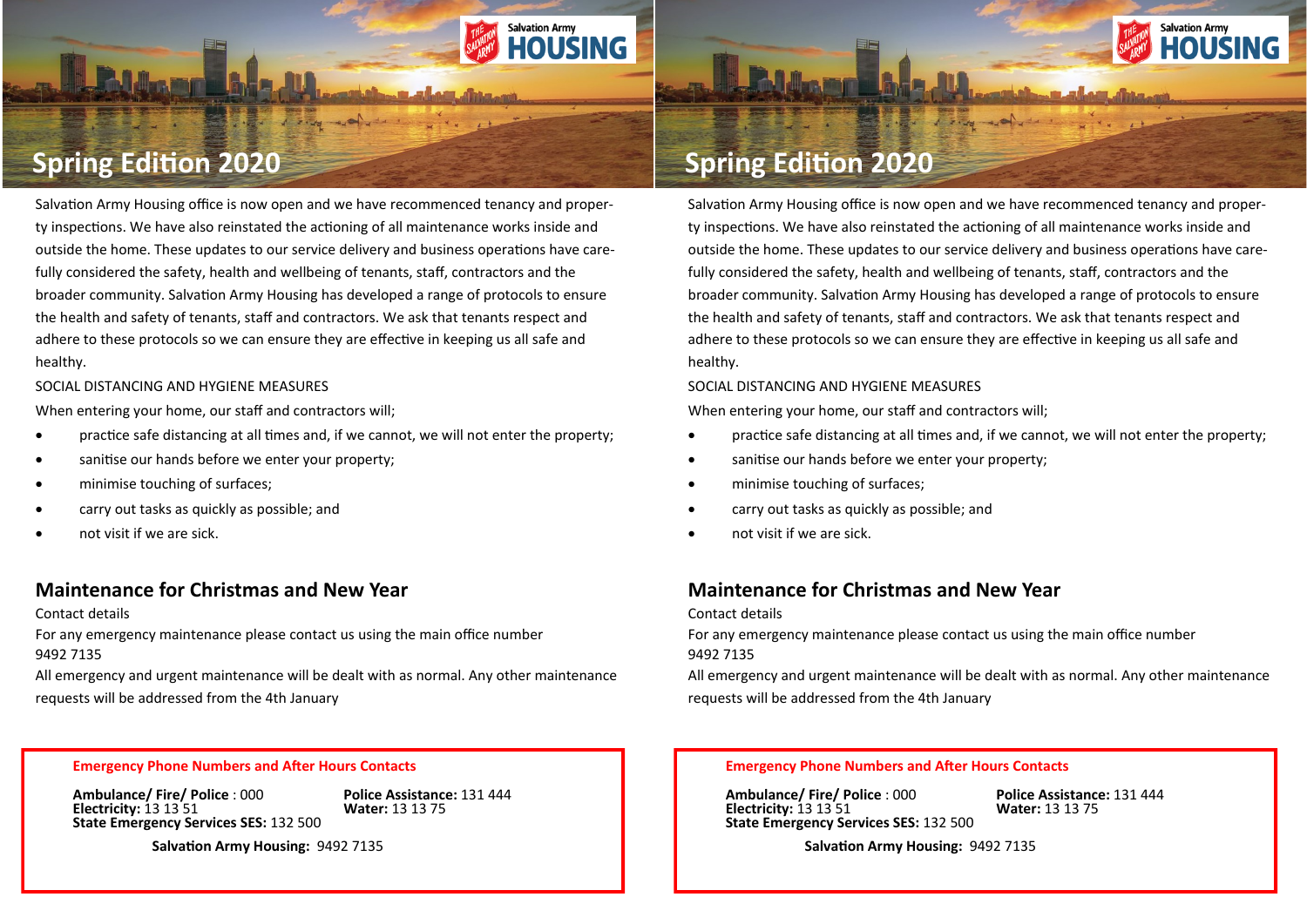# Spring Edition 2020

Salvation Army Housing office is now open and we have recommenced tenancy and property inspections. We have also reinstated the actioning of all maintenance works inside and outside the home. These updates to our service delivery and business operations have carefully considered the safety, health and wellbeing of tenants, staff, contractors and the broader community. Salvation Army Housing has developed a range of protocols to ensure the health and safety of tenants, staff and contractors. We ask that tenants respect and adhere to these protocols so we can ensure they are effective in keeping us all safe and healthy.

SOCIAL DISTANCING AND HYGIENE MEASURES

When entering your home, our staff and contractors will;

- practice safe distancing at all times and, if we cannot, we will not enter the property;
- sanitise our hands before we enter your property;
- minimise touching of surfaces;
- carry out tasks as quickly as possible; and
- not visit if we are sick.

## Maintenance for Christmas and New Year

Contact details

For any emergency maintenance please contact us using the main office number 9492 7135

All emergency and urgent maintenance will be dealt with as normal. Any other maintenance requests will be addressed from the 4th January

**Emergency Phone Numbers and After Hours Contacts**

**Ambulance/ Fire/ Police** : 000
**Electricity:** 13 13 51
**State Emergency Services SES:** 132 500
**Police Assistance:** 131 444
**Water:** 13 13 75

**Salvation Army Housing:** 9492 7135

# Spring Edition 2020

Salvation Army Housing office is now open and we have recommenced tenancy and property inspections. We have also reinstated the actioning of all maintenance works inside and outside the home. These updates to our service delivery and business operations have carefully considered the safety, health and wellbeing of tenants, staff, contractors and the broader community. Salvation Army Housing has developed a range of protocols to ensure the health and safety of tenants, staff and contractors. We ask that tenants respect and adhere to these protocols so we can ensure they are effective in keeping us all safe and healthy.

SOCIAL DISTANCING AND HYGIENE MEASURES

When entering your home, our staff and contractors will;

- practice safe distancing at all times and, if we cannot, we will not enter the property;
- sanitise our hands before we enter your property;
- minimise touching of surfaces;
- carry out tasks as quickly as possible; and
- not visit if we are sick.

## Maintenance for Christmas and New Year

Contact details

For any emergency maintenance please contact us using the main office number 9492 7135

All emergency and urgent maintenance will be dealt with as normal. Any other maintenance requests will be addressed from the 4th January

**Emergency Phone Numbers and After Hours Contacts**

**Ambulance/ Fire/ Police** : 000
**Electricity:** 13 13 51
**State Emergency Services SES:** 132 500
**Police Assistance:** 131 444
**Water:** 13 13 75

**Salvation Army Housing:** 9492 7135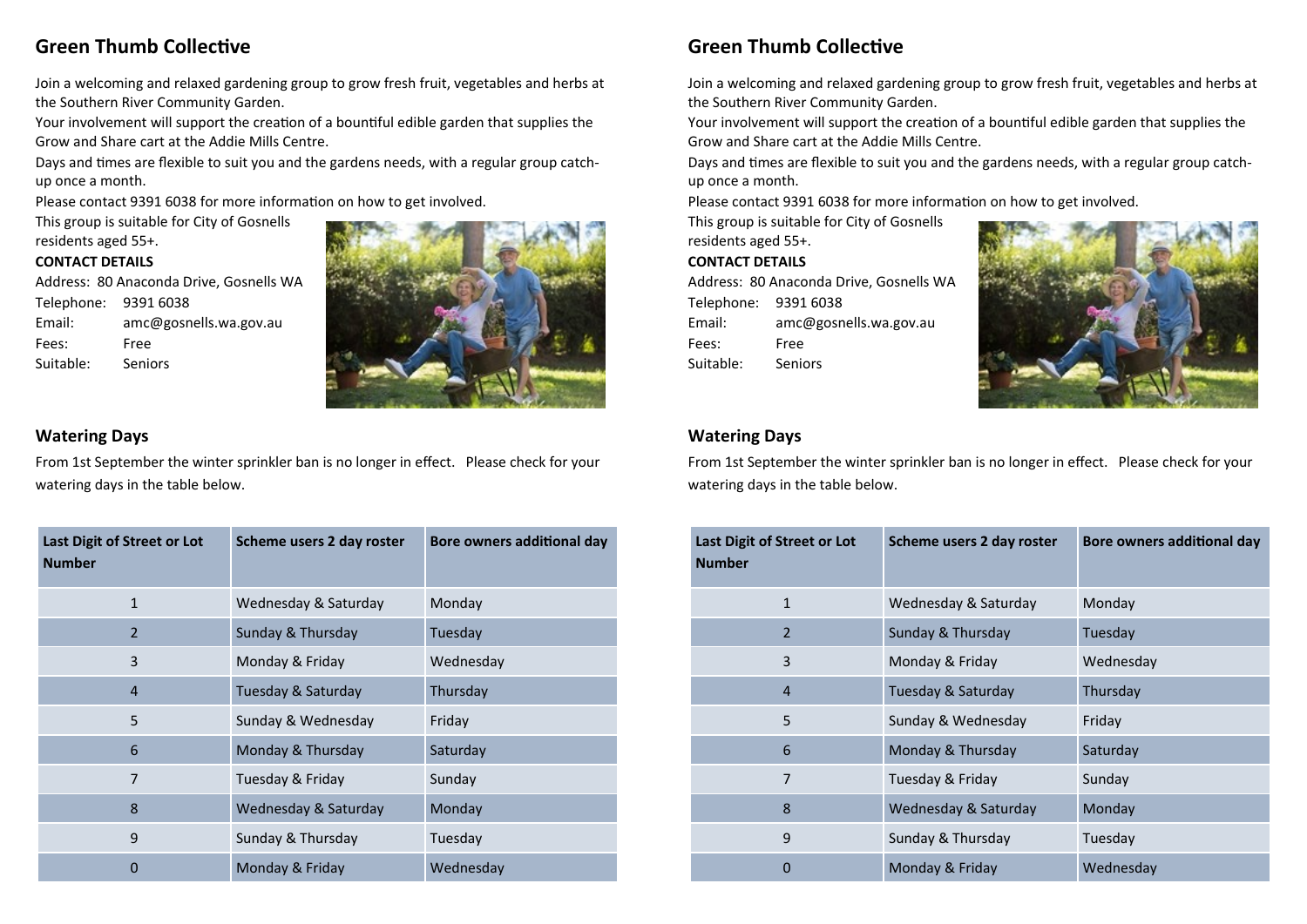## Green Thumb Collective

Join a welcoming and relaxed gardening group to grow fresh fruit, vegetables and herbs at the Southern River Community Garden.

Your involvement will support the creation of a bountiful edible garden that supplies the Grow and Share cart at the Addie Mills Centre.

Days and times are flexible to suit you and the gardens needs, with a regular group catch-up once a month.

Please contact 9391 6038 for more information on how to get involved.

This group is suitable for City of Gosnells residents aged 55+.

**CONTACT DETAILS**

Address: 80 Anaconda Drive, Gosnells WA
Telephone: 9391 6038
Email: amc@gosnells.wa.gov.au
Fees: Free
Suitable: Seniors

## Watering Days

From 1st September the winter sprinkler ban is no longer in effect. Please check for your watering days in the table below.

| Last Digit of Street or Lot Number | Scheme users 2 day roster | Bore owners additional day |
|---|---|---|
| 1 | Wednesday & Saturday | Monday |
| 2 | Sunday & Thursday | Tuesday |
| 3 | Monday & Friday | Wednesday |
| 4 | Tuesday & Saturday | Thursday |
| 5 | Sunday & Wednesday | Friday |
| 6 | Monday & Thursday | Saturday |
| 7 | Tuesday & Friday | Sunday |
| 8 | Wednesday & Saturday | Monday |
| 9 | Sunday & Thursday | Tuesday |
| 0 | Monday & Friday | Wednesday |

## Green Thumb Collective

Join a welcoming and relaxed gardening group to grow fresh fruit, vegetables and herbs at the Southern River Community Garden.

Your involvement will support the creation of a bountiful edible garden that supplies the Grow and Share cart at the Addie Mills Centre.

Days and times are flexible to suit you and the gardens needs, with a regular group catch-up once a month.

Please contact 9391 6038 for more information on how to get involved.

This group is suitable for City of Gosnells residents aged 55+.

**CONTACT DETAILS**

Address: 80 Anaconda Drive, Gosnells WA
Telephone: 9391 6038
Email: amc@gosnells.wa.gov.au
Fees: Free
Suitable: Seniors

## Watering Days

From 1st September the winter sprinkler ban is no longer in effect. Please check for your watering days in the table below.

| Last Digit of Street or Lot Number | Scheme users 2 day roster | Bore owners additional day |
|---|---|---|
| 1 | Wednesday & Saturday | Monday |
| 2 | Sunday & Thursday | Tuesday |
| 3 | Monday & Friday | Wednesday |
| 4 | Tuesday & Saturday | Thursday |
| 5 | Sunday & Wednesday | Friday |
| 6 | Monday & Thursday | Saturday |
| 7 | Tuesday & Friday | Sunday |
| 8 | Wednesday & Saturday | Monday |
| 9 | Sunday & Thursday | Tuesday |
| 0 | Monday & Friday | Wednesday |